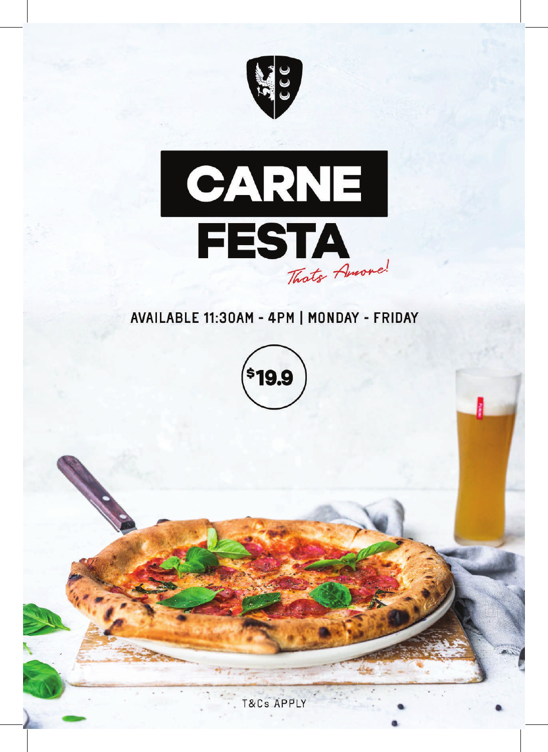# CARNE FESTA

*Thats Amore!*

AVAILABLE 11:30AM - 4PM | MONDAY - FRIDAY

$19.9

T&Cs APPLY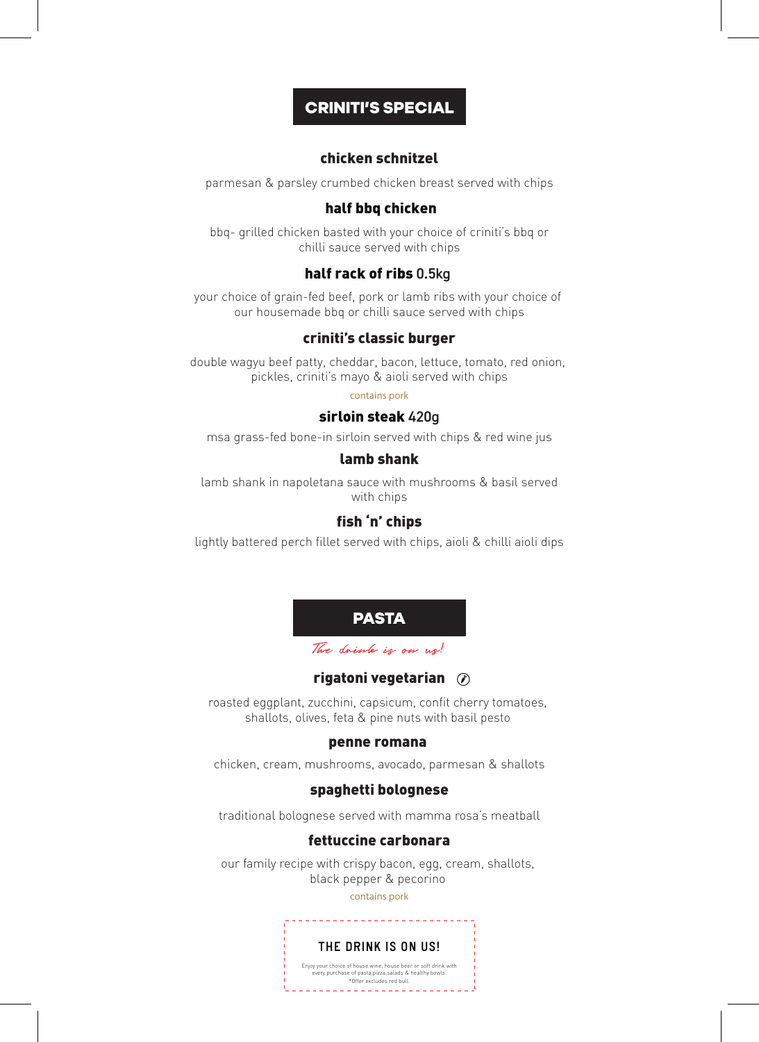## CRINITI'S SPECIAL

### chicken schnitzel

parmesan & parsley crumbed chicken breast served with chips

### half bbq chicken

bbq- grilled chicken basted with your choice of criniti's bbq or chilli sauce served with chips

### half rack of ribs 0.5kg

your choice of grain-fed beef, pork or lamb ribs with your choice of our housemade bbq or chilli sauce served with chips

### criniti's classic burger

double wagyu beef patty, cheddar, bacon, lettuce, tomato, red onion, pickles, criniti's mayo & aioli served with chips

contains pork

### sirloin steak 420g

msa grass-fed bone-in sirloin served with chips & red wine jus

### lamb shank

lamb shank in napoletana sauce with mushrooms & basil served with chips

### fish 'n' chips

lightly battered perch fillet served with chips, aioli & chilli aioli dips

## PASTA

*The drink is on us!*

### rigatoni vegetarian (v)

roasted eggplant, zucchini, capsicum, confit cherry tomatoes, shallots, olives, feta & pine nuts with basil pesto

### penne romana

chicken, cream, mushrooms, avocado, parmesan & shallots

### spaghetti bolognese

traditional bolognese served with mamma rosa's meatball

### fettuccine carbonara

our family recipe with crispy bacon, egg, cream, shallots, black pepper & pecorino

contains pork

**THE DRINK IS ON US!**

Enjoy your choice of house wine, house beer or soft drink with every purchase of pasta,pizza,salads & healthy bowls.
*Offer excludes red bull.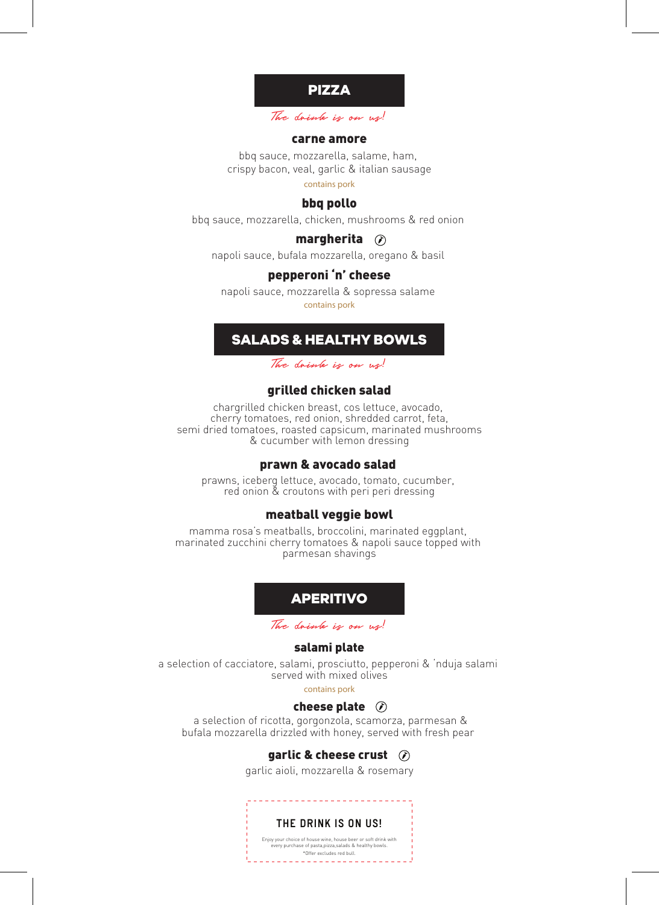## PIZZA

*The drink is on us!*

### carne amore

bbq sauce, mozzarella, salame, ham, crispy bacon, veal, garlic & italian sausage

contains pork

### bbq pollo

bbq sauce, mozzarella, chicken, mushrooms & red onion

### margherita ⓥ

napoli sauce, bufala mozzarella, oregano & basil

### pepperoni 'n' cheese

napoli sauce, mozzarella & sopressa salame

contains pork

## SALADS & HEALTHY BOWLS

*The drink is on us!*

### grilled chicken salad

chargrilled chicken breast, cos lettuce, avocado, cherry tomatoes, red onion, shredded carrot, feta, semi dried tomatoes, roasted capsicum, marinated mushrooms & cucumber with lemon dressing

### prawn & avocado salad

prawns, iceberg lettuce, avocado, tomato, cucumber, red onion & croutons with peri peri dressing

### meatball veggie bowl

mamma rosa's meatballs, broccolini, marinated eggplant, marinated zucchini cherry tomatoes & napoli sauce topped with parmesan shavings

## APERITIVO

*The drink is on us!*

### salami plate

a selection of cacciatore, salami, prosciutto, pepperoni & 'nduja salami served with mixed olives

contains pork

### cheese plate ⓥ

a selection of ricotta, gorgonzola, scamorza, parmesan & bufala mozzarella drizzled with honey, served with fresh pear

### garlic & cheese crust ⓥ

garlic aioli, mozzarella & rosemary

**THE DRINK IS ON US!**

Enjoy your choice of house wine, house beer or soft drink with every purchase of pasta,pizza,salads & healthy bowls.
*Offer excludes red bull.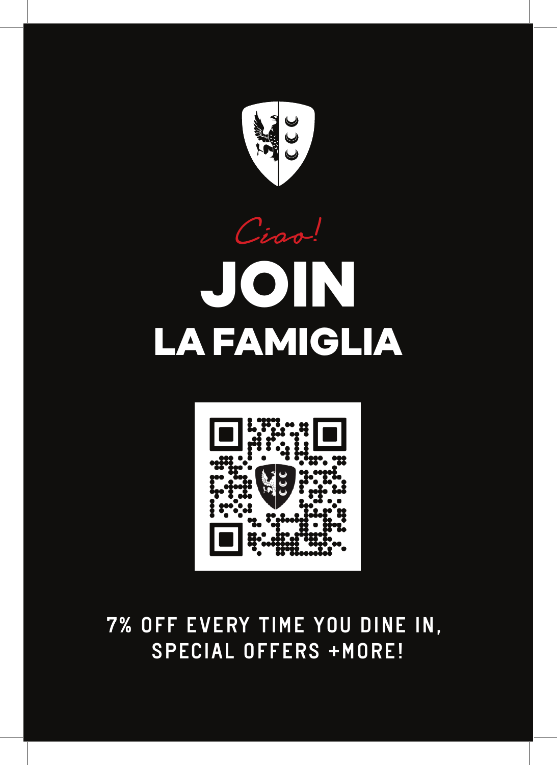*Ciao!*

# JOIN
## LA FAMIGLIA

**7% OFF EVERY TIME YOU DINE IN, SPECIAL OFFERS +MORE!**